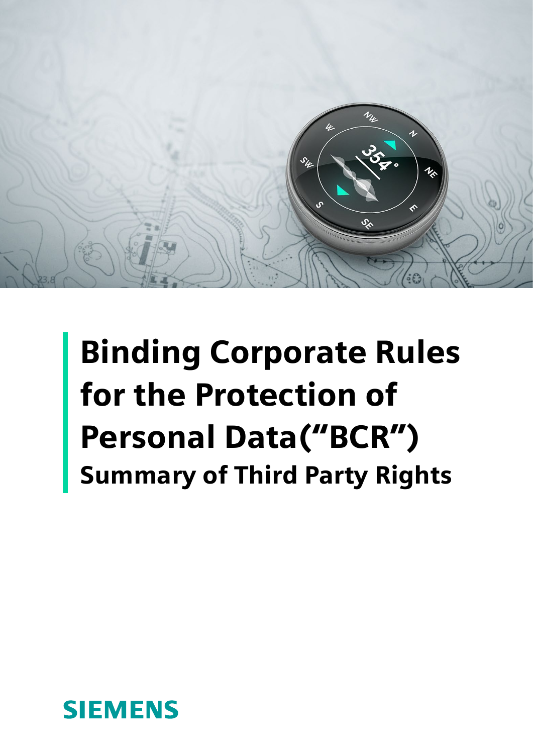# Binding Corporate Rules for the Protection of Personal Data("BCR")

## Summary of Third Party Rights

SIEMENS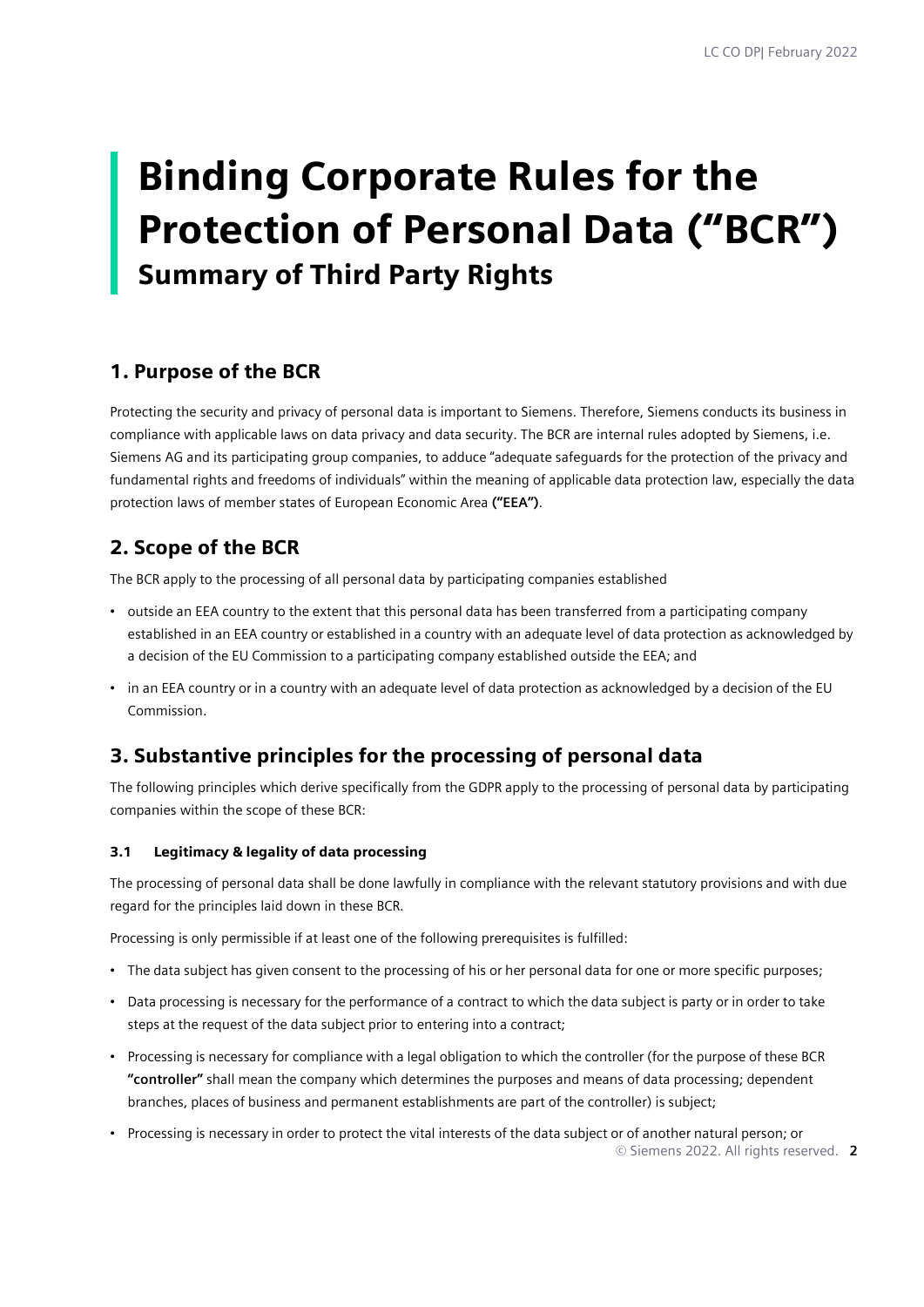# Binding Corporate Rules for the Protection of Personal Data ("BCR")

## Summary of Third Party Rights

## 1. Purpose of the BCR

Protecting the security and privacy of personal data is important to Siemens. Therefore, Siemens conducts its business in compliance with applicable laws on data privacy and data security. The BCR are internal rules adopted by Siemens, i.e. Siemens AG and its participating group companies, to adduce "adequate safeguards for the protection of the privacy and fundamental rights and freedoms of individuals" within the meaning of applicable data protection law, especially the data protection laws of member states of European Economic Area **("EEA")**.

## 2. Scope of the BCR

The BCR apply to the processing of all personal data by participating companies established

- outside an EEA country to the extent that this personal data has been transferred from a participating company established in an EEA country or established in a country with an adequate level of data protection as acknowledged by a decision of the EU Commission to a participating company established outside the EEA; and
- in an EEA country or in a country with an adequate level of data protection as acknowledged by a decision of the EU Commission.

## 3. Substantive principles for the processing of personal data

The following principles which derive specifically from the GDPR apply to the processing of personal data by participating companies within the scope of these BCR:

### 3.1 Legitimacy & legality of data processing

The processing of personal data shall be done lawfully in compliance with the relevant statutory provisions and with due regard for the principles laid down in these BCR.

Processing is only permissible if at least one of the following prerequisites is fulfilled:

- The data subject has given consent to the processing of his or her personal data for one or more specific purposes;
- Data processing is necessary for the performance of a contract to which the data subject is party or in order to take steps at the request of the data subject prior to entering into a contract;
- Processing is necessary for compliance with a legal obligation to which the controller (for the purpose of these BCR **"controller"** shall mean the company which determines the purposes and means of data processing; dependent branches, places of business and permanent establishments are part of the controller) is subject;
- Processing is necessary in order to protect the vital interests of the data subject or of another natural person; or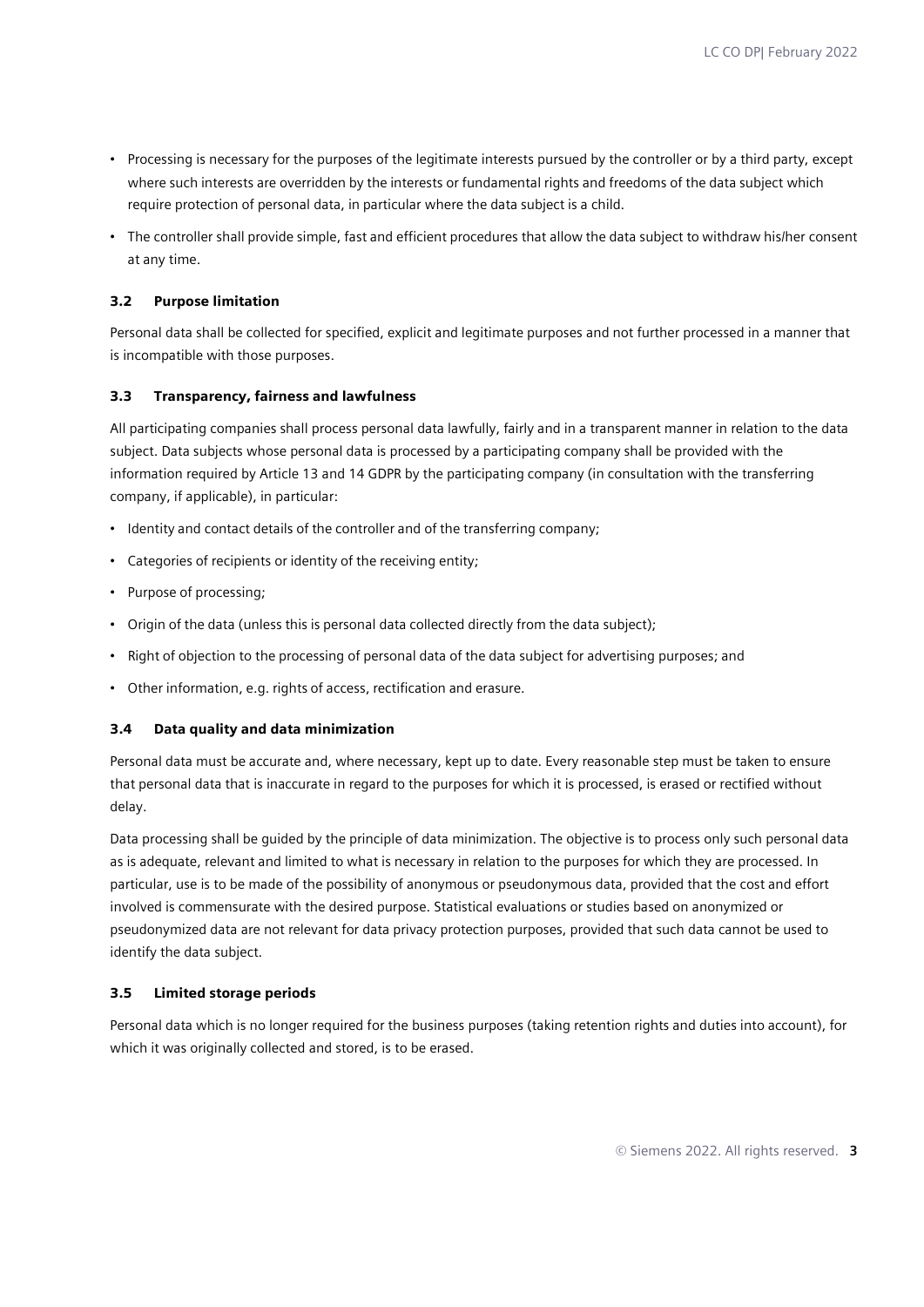- Processing is necessary for the purposes of the legitimate interests pursued by the controller or by a third party, except where such interests are overridden by the interests or fundamental rights and freedoms of the data subject which require protection of personal data, in particular where the data subject is a child.
- The controller shall provide simple, fast and efficient procedures that allow the data subject to withdraw his/her consent at any time.

### 3.2 Purpose limitation

Personal data shall be collected for specified, explicit and legitimate purposes and not further processed in a manner that is incompatible with those purposes.

### 3.3 Transparency, fairness and lawfulness

All participating companies shall process personal data lawfully, fairly and in a transparent manner in relation to the data subject. Data subjects whose personal data is processed by a participating company shall be provided with the information required by Article 13 and 14 GDPR by the participating company (in consultation with the transferring company, if applicable), in particular:

- Identity and contact details of the controller and of the transferring company;
- Categories of recipients or identity of the receiving entity;
- Purpose of processing;
- Origin of the data (unless this is personal data collected directly from the data subject);
- Right of objection to the processing of personal data of the data subject for advertising purposes; and
- Other information, e.g. rights of access, rectification and erasure.

### 3.4 Data quality and data minimization

Personal data must be accurate and, where necessary, kept up to date. Every reasonable step must be taken to ensure that personal data that is inaccurate in regard to the purposes for which it is processed, is erased or rectified without delay.

Data processing shall be guided by the principle of data minimization. The objective is to process only such personal data as is adequate, relevant and limited to what is necessary in relation to the purposes for which they are processed. In particular, use is to be made of the possibility of anonymous or pseudonymous data, provided that the cost and effort involved is commensurate with the desired purpose. Statistical evaluations or studies based on anonymized or pseudonymized data are not relevant for data privacy protection purposes, provided that such data cannot be used to identify the data subject.

### 3.5 Limited storage periods

Personal data which is no longer required for the business purposes (taking retention rights and duties into account), for which it was originally collected and stored, is to be erased.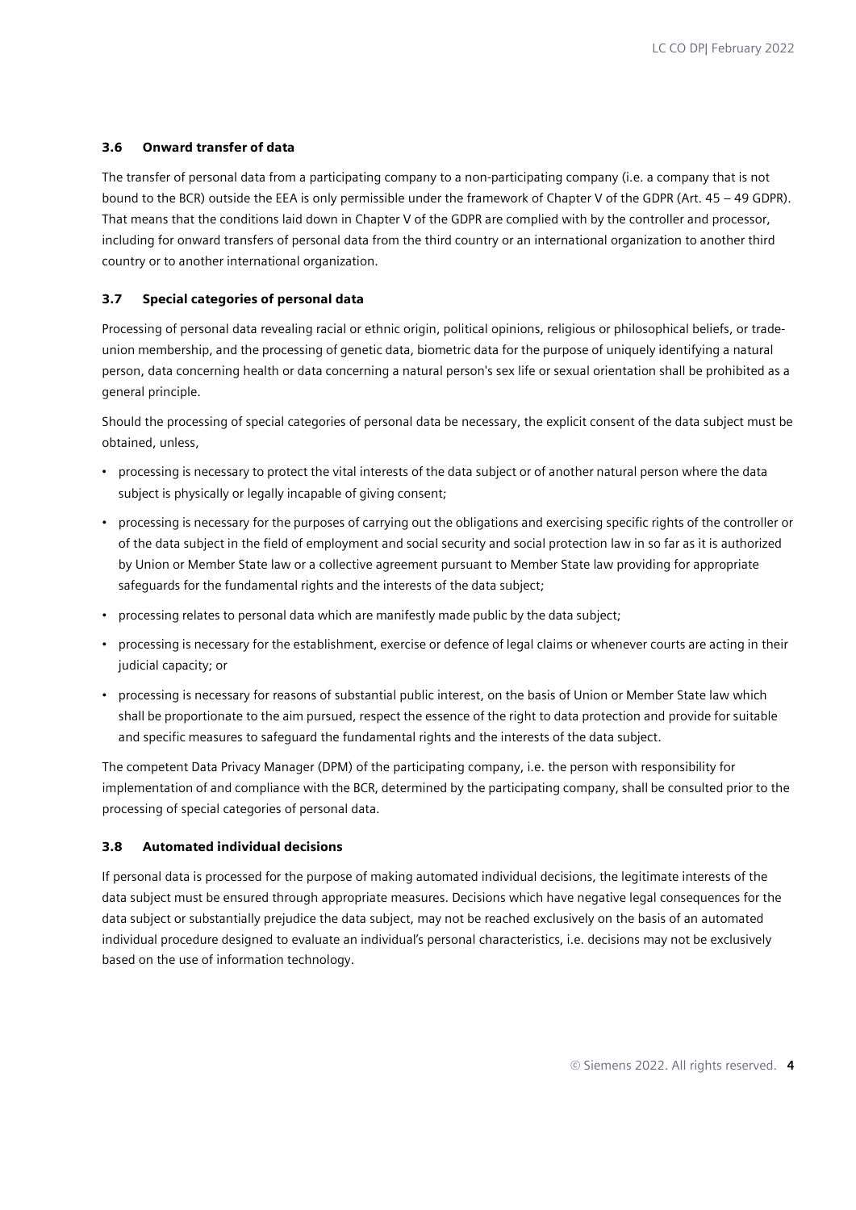### 3.6 Onward transfer of data

The transfer of personal data from a participating company to a non-participating company (i.e. a company that is not bound to the BCR) outside the EEA is only permissible under the framework of Chapter V of the GDPR (Art. 45 – 49 GDPR). That means that the conditions laid down in Chapter V of the GDPR are complied with by the controller and processor, including for onward transfers of personal data from the third country or an international organization to another third country or to another international organization.

### 3.7 Special categories of personal data

Processing of personal data revealing racial or ethnic origin, political opinions, religious or philosophical beliefs, or trade-union membership, and the processing of genetic data, biometric data for the purpose of uniquely identifying a natural person, data concerning health or data concerning a natural person's sex life or sexual orientation shall be prohibited as a general principle.

Should the processing of special categories of personal data be necessary, the explicit consent of the data subject must be obtained, unless,

- processing is necessary to protect the vital interests of the data subject or of another natural person where the data subject is physically or legally incapable of giving consent;
- processing is necessary for the purposes of carrying out the obligations and exercising specific rights of the controller or of the data subject in the field of employment and social security and social protection law in so far as it is authorized by Union or Member State law or a collective agreement pursuant to Member State law providing for appropriate safeguards for the fundamental rights and the interests of the data subject;
- processing relates to personal data which are manifestly made public by the data subject;
- processing is necessary for the establishment, exercise or defence of legal claims or whenever courts are acting in their judicial capacity; or
- processing is necessary for reasons of substantial public interest, on the basis of Union or Member State law which shall be proportionate to the aim pursued, respect the essence of the right to data protection and provide for suitable and specific measures to safeguard the fundamental rights and the interests of the data subject.

The competent Data Privacy Manager (DPM) of the participating company, i.e. the person with responsibility for implementation of and compliance with the BCR, determined by the participating company, shall be consulted prior to the processing of special categories of personal data.

### 3.8 Automated individual decisions

If personal data is processed for the purpose of making automated individual decisions, the legitimate interests of the data subject must be ensured through appropriate measures. Decisions which have negative legal consequences for the data subject or substantially prejudice the data subject, may not be reached exclusively on the basis of an automated individual procedure designed to evaluate an individual's personal characteristics, i.e. decisions may not be exclusively based on the use of information technology.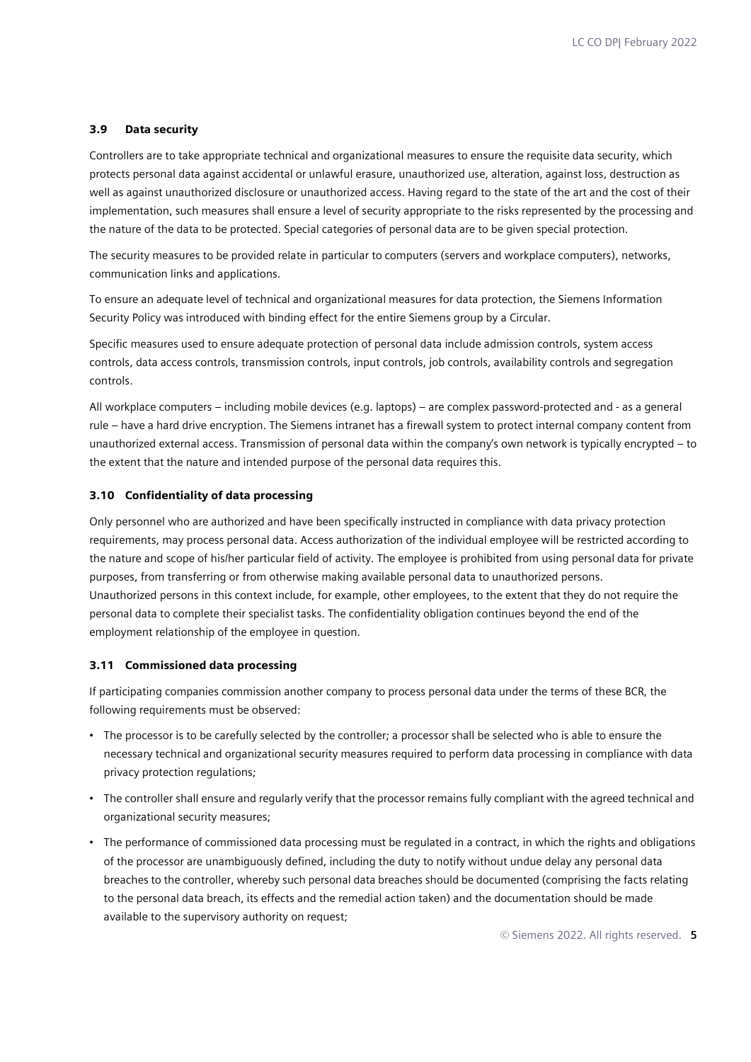### 3.9 Data security

Controllers are to take appropriate technical and organizational measures to ensure the requisite data security, which protects personal data against accidental or unlawful erasure, unauthorized use, alteration, against loss, destruction as well as against unauthorized disclosure or unauthorized access. Having regard to the state of the art and the cost of their implementation, such measures shall ensure a level of security appropriate to the risks represented by the processing and the nature of the data to be protected. Special categories of personal data are to be given special protection.

The security measures to be provided relate in particular to computers (servers and workplace computers), networks, communication links and applications.

To ensure an adequate level of technical and organizational measures for data protection, the Siemens Information Security Policy was introduced with binding effect for the entire Siemens group by a Circular.

Specific measures used to ensure adequate protection of personal data include admission controls, system access controls, data access controls, transmission controls, input controls, job controls, availability controls and segregation controls.

All workplace computers – including mobile devices (e.g. laptops) – are complex password-protected and - as a general rule – have a hard drive encryption. The Siemens intranet has a firewall system to protect internal company content from unauthorized external access. Transmission of personal data within the company's own network is typically encrypted – to the extent that the nature and intended purpose of the personal data requires this.

### 3.10 Confidentiality of data processing

Only personnel who are authorized and have been specifically instructed in compliance with data privacy protection requirements, may process personal data. Access authorization of the individual employee will be restricted according to the nature and scope of his/her particular field of activity. The employee is prohibited from using personal data for private purposes, from transferring or from otherwise making available personal data to unauthorized persons. Unauthorized persons in this context include, for example, other employees, to the extent that they do not require the personal data to complete their specialist tasks. The confidentiality obligation continues beyond the end of the employment relationship of the employee in question.

### 3.11 Commissioned data processing

If participating companies commission another company to process personal data under the terms of these BCR, the following requirements must be observed:

- The processor is to be carefully selected by the controller; a processor shall be selected who is able to ensure the necessary technical and organizational security measures required to perform data processing in compliance with data privacy protection regulations;
- The controller shall ensure and regularly verify that the processor remains fully compliant with the agreed technical and organizational security measures;
- The performance of commissioned data processing must be regulated in a contract, in which the rights and obligations of the processor are unambiguously defined, including the duty to notify without undue delay any personal data breaches to the controller, whereby such personal data breaches should be documented (comprising the facts relating to the personal data breach, its effects and the remedial action taken) and the documentation should be made available to the supervisory authority on request;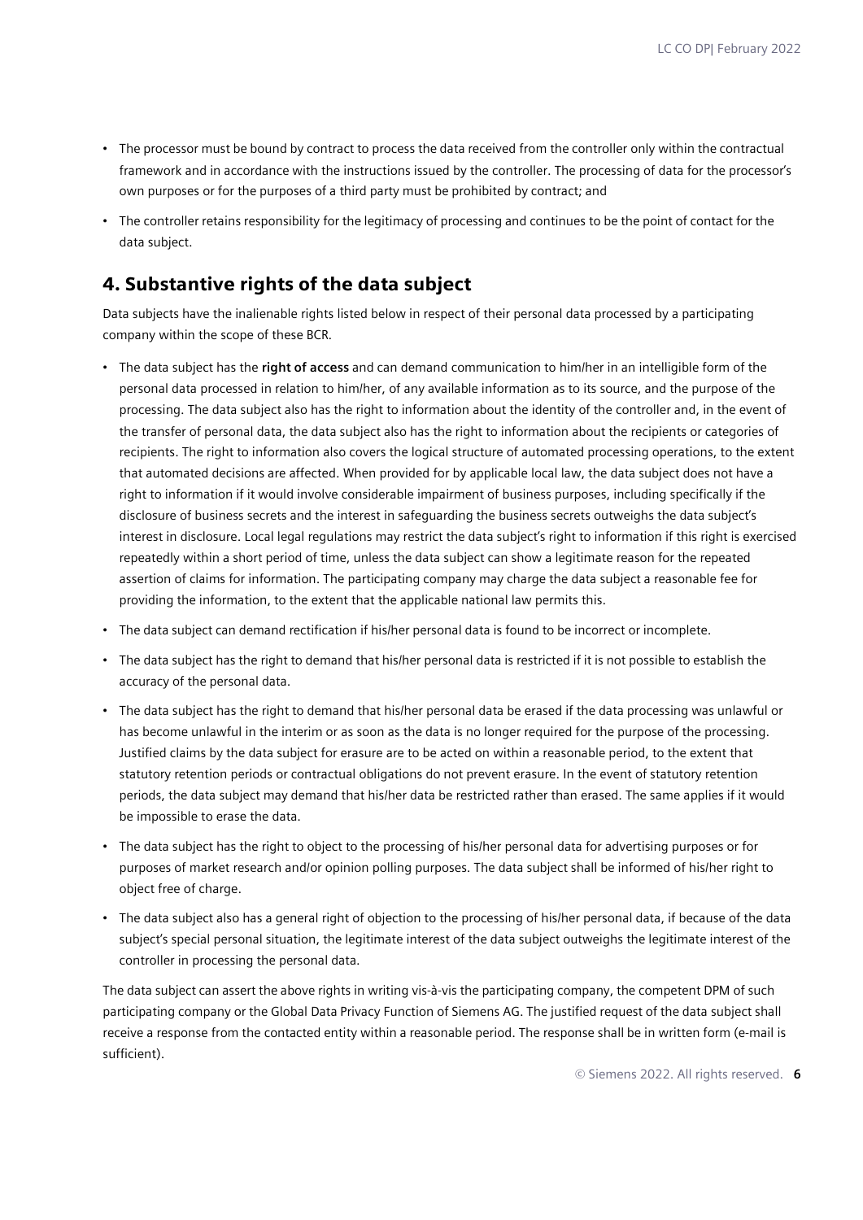- The processor must be bound by contract to process the data received from the controller only within the contractual framework and in accordance with the instructions issued by the controller. The processing of data for the processor's own purposes or for the purposes of a third party must be prohibited by contract; and
- The controller retains responsibility for the legitimacy of processing and continues to be the point of contact for the data subject.

## 4. Substantive rights of the data subject

Data subjects have the inalienable rights listed below in respect of their personal data processed by a participating company within the scope of these BCR.

- The data subject has the **right of access** and can demand communication to him/her in an intelligible form of the personal data processed in relation to him/her, of any available information as to its source, and the purpose of the processing. The data subject also has the right to information about the identity of the controller and, in the event of the transfer of personal data, the data subject also has the right to information about the recipients or categories of recipients. The right to information also covers the logical structure of automated processing operations, to the extent that automated decisions are affected. When provided for by applicable local law, the data subject does not have a right to information if it would involve considerable impairment of business purposes, including specifically if the disclosure of business secrets and the interest in safeguarding the business secrets outweighs the data subject's interest in disclosure. Local legal regulations may restrict the data subject's right to information if this right is exercised repeatedly within a short period of time, unless the data subject can show a legitimate reason for the repeated assertion of claims for information. The participating company may charge the data subject a reasonable fee for providing the information, to the extent that the applicable national law permits this.
- The data subject can demand rectification if his/her personal data is found to be incorrect or incomplete.
- The data subject has the right to demand that his/her personal data is restricted if it is not possible to establish the accuracy of the personal data.
- The data subject has the right to demand that his/her personal data be erased if the data processing was unlawful or has become unlawful in the interim or as soon as the data is no longer required for the purpose of the processing. Justified claims by the data subject for erasure are to be acted on within a reasonable period, to the extent that statutory retention periods or contractual obligations do not prevent erasure. In the event of statutory retention periods, the data subject may demand that his/her data be restricted rather than erased. The same applies if it would be impossible to erase the data.
- The data subject has the right to object to the processing of his/her personal data for advertising purposes or for purposes of market research and/or opinion polling purposes. The data subject shall be informed of his/her right to object free of charge.
- The data subject also has a general right of objection to the processing of his/her personal data, if because of the data subject's special personal situation, the legitimate interest of the data subject outweighs the legitimate interest of the controller in processing the personal data.

The data subject can assert the above rights in writing vis-à-vis the participating company, the competent DPM of such participating company or the Global Data Privacy Function of Siemens AG. The justified request of the data subject shall receive a response from the contacted entity within a reasonable period. The response shall be in written form (e-mail is sufficient).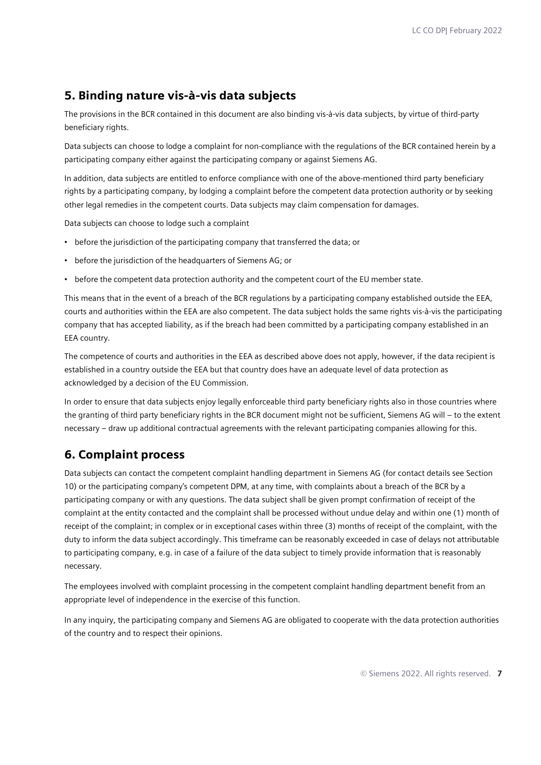## 5. Binding nature vis-à-vis data subjects

The provisions in the BCR contained in this document are also binding vis-à-vis data subjects, by virtue of third-party beneficiary rights.

Data subjects can choose to lodge a complaint for non-compliance with the regulations of the BCR contained herein by a participating company either against the participating company or against Siemens AG.

In addition, data subjects are entitled to enforce compliance with one of the above-mentioned third party beneficiary rights by a participating company, by lodging a complaint before the competent data protection authority or by seeking other legal remedies in the competent courts. Data subjects may claim compensation for damages.

Data subjects can choose to lodge such a complaint

- before the jurisdiction of the participating company that transferred the data; or
- before the jurisdiction of the headquarters of Siemens AG; or
- before the competent data protection authority and the competent court of the EU member state.

This means that in the event of a breach of the BCR regulations by a participating company established outside the EEA, courts and authorities within the EEA are also competent. The data subject holds the same rights vis-à-vis the participating company that has accepted liability, as if the breach had been committed by a participating company established in an EEA country.

The competence of courts and authorities in the EEA as described above does not apply, however, if the data recipient is established in a country outside the EEA but that country does have an adequate level of data protection as acknowledged by a decision of the EU Commission.

In order to ensure that data subjects enjoy legally enforceable third party beneficiary rights also in those countries where the granting of third party beneficiary rights in the BCR document might not be sufficient, Siemens AG will – to the extent necessary – draw up additional contractual agreements with the relevant participating companies allowing for this.

## 6. Complaint process

Data subjects can contact the competent complaint handling department in Siemens AG (for contact details see Section 10) or the participating company's competent DPM, at any time, with complaints about a breach of the BCR by a participating company or with any questions. The data subject shall be given prompt confirmation of receipt of the complaint at the entity contacted and the complaint shall be processed without undue delay and within one (1) month of receipt of the complaint; in complex or in exceptional cases within three (3) months of receipt of the complaint, with the duty to inform the data subject accordingly. This timeframe can be reasonably exceeded in case of delays not attributable to participating company, e.g. in case of a failure of the data subject to timely provide information that is reasonably necessary.

The employees involved with complaint processing in the competent complaint handling department benefit from an appropriate level of independence in the exercise of this function.

In any inquiry, the participating company and Siemens AG are obligated to cooperate with the data protection authorities of the country and to respect their opinions.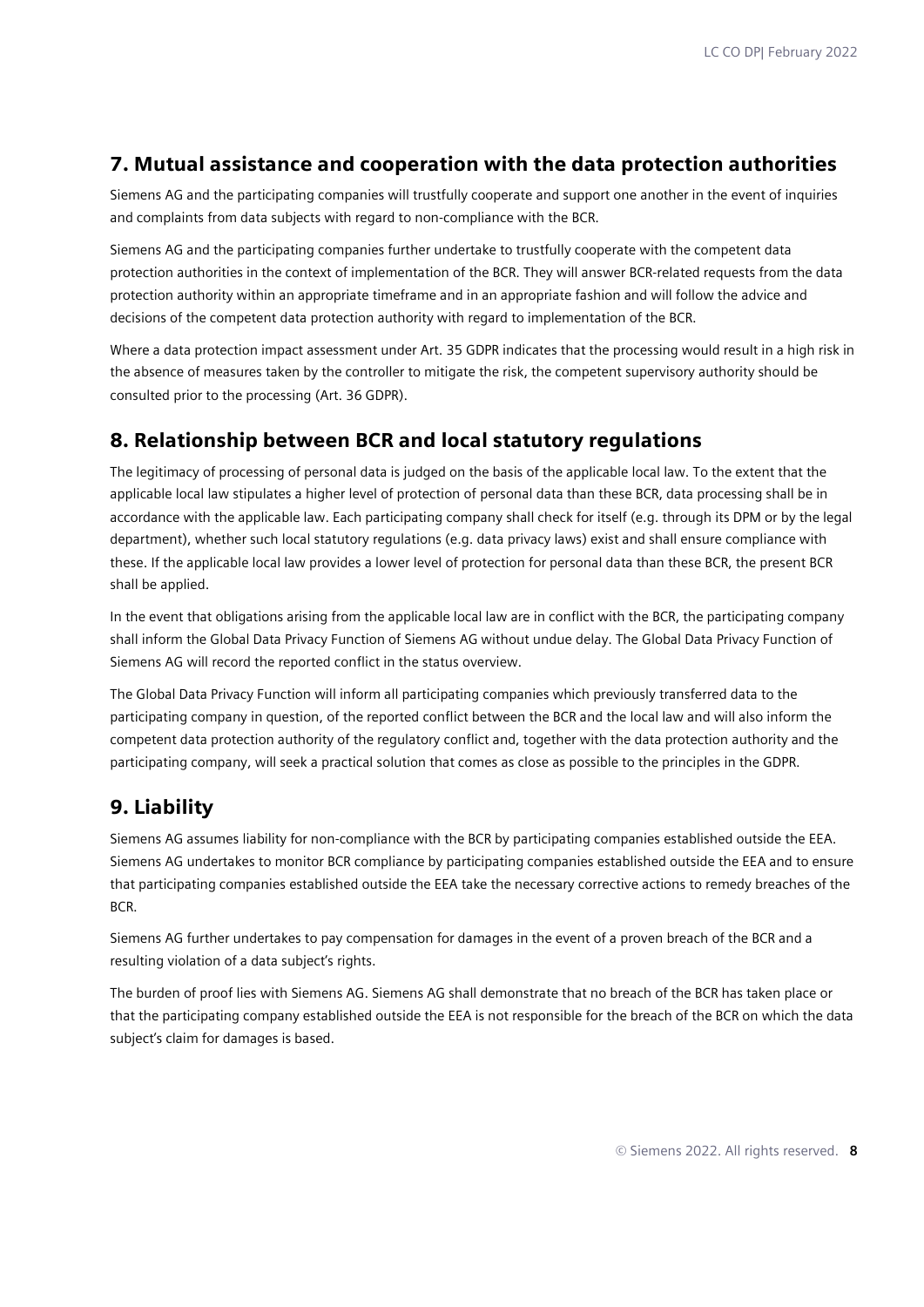## 7. Mutual assistance and cooperation with the data protection authorities

Siemens AG and the participating companies will trustfully cooperate and support one another in the event of inquiries and complaints from data subjects with regard to non-compliance with the BCR.

Siemens AG and the participating companies further undertake to trustfully cooperate with the competent data protection authorities in the context of implementation of the BCR. They will answer BCR-related requests from the data protection authority within an appropriate timeframe and in an appropriate fashion and will follow the advice and decisions of the competent data protection authority with regard to implementation of the BCR.

Where a data protection impact assessment under Art. 35 GDPR indicates that the processing would result in a high risk in the absence of measures taken by the controller to mitigate the risk, the competent supervisory authority should be consulted prior to the processing (Art. 36 GDPR).

## 8. Relationship between BCR and local statutory regulations

The legitimacy of processing of personal data is judged on the basis of the applicable local law. To the extent that the applicable local law stipulates a higher level of protection of personal data than these BCR, data processing shall be in accordance with the applicable law. Each participating company shall check for itself (e.g. through its DPM or by the legal department), whether such local statutory regulations (e.g. data privacy laws) exist and shall ensure compliance with these. If the applicable local law provides a lower level of protection for personal data than these BCR, the present BCR shall be applied.

In the event that obligations arising from the applicable local law are in conflict with the BCR, the participating company shall inform the Global Data Privacy Function of Siemens AG without undue delay. The Global Data Privacy Function of Siemens AG will record the reported conflict in the status overview.

The Global Data Privacy Function will inform all participating companies which previously transferred data to the participating company in question, of the reported conflict between the BCR and the local law and will also inform the competent data protection authority of the regulatory conflict and, together with the data protection authority and the participating company, will seek a practical solution that comes as close as possible to the principles in the GDPR.

## 9. Liability

Siemens AG assumes liability for non-compliance with the BCR by participating companies established outside the EEA. Siemens AG undertakes to monitor BCR compliance by participating companies established outside the EEA and to ensure that participating companies established outside the EEA take the necessary corrective actions to remedy breaches of the BCR.

Siemens AG further undertakes to pay compensation for damages in the event of a proven breach of the BCR and a resulting violation of a data subject's rights.

The burden of proof lies with Siemens AG. Siemens AG shall demonstrate that no breach of the BCR has taken place or that the participating company established outside the EEA is not responsible for the breach of the BCR on which the data subject's claim for damages is based.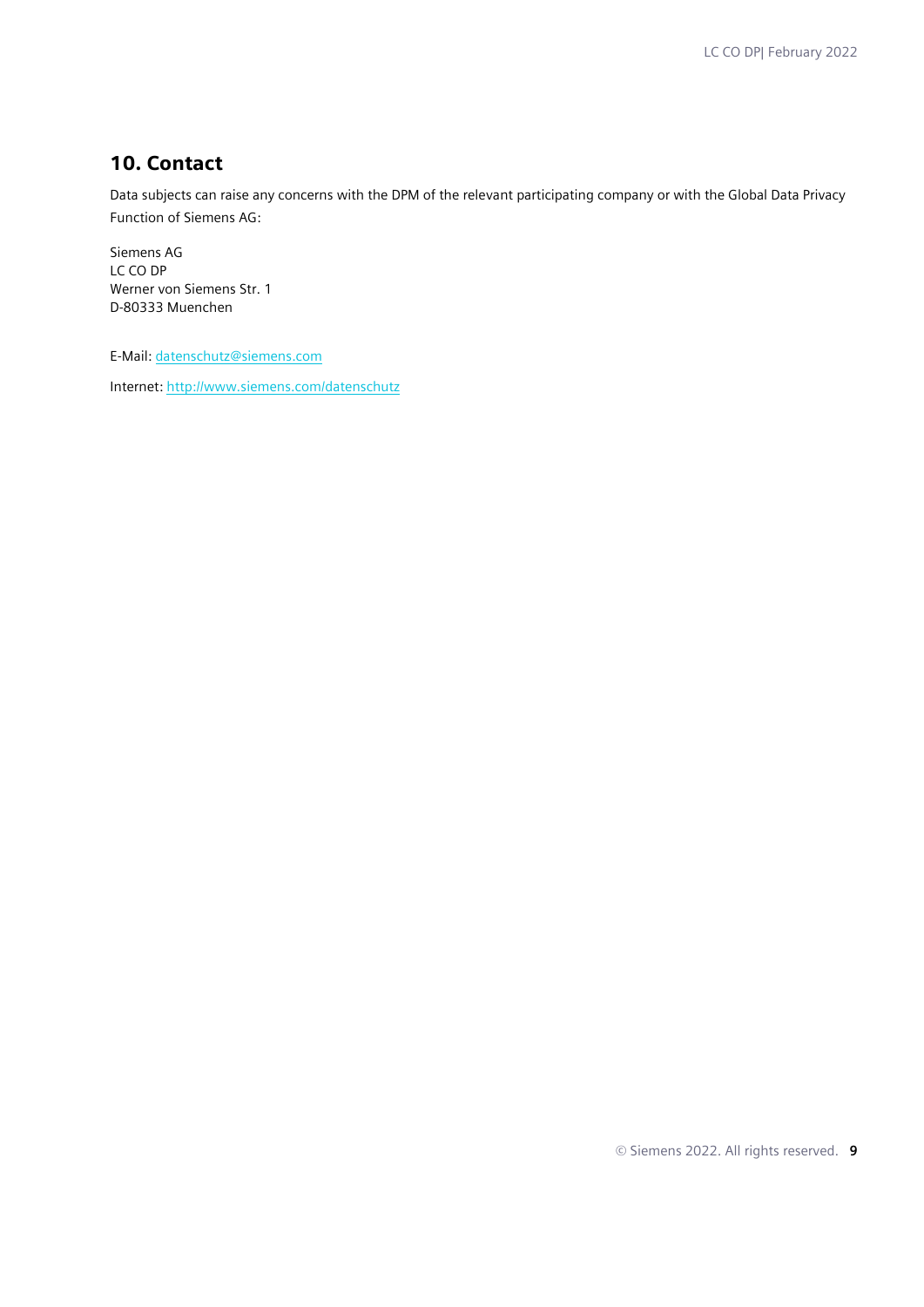## 10. Contact

Data subjects can raise any concerns with the DPM of the relevant participating company or with the Global Data Privacy Function of Siemens AG:

Siemens AG
LC CO DP
Werner von Siemens Str. 1
D-80333 Muenchen

E-Mail: datenschutz@siemens.com

Internet: http://www.siemens.com/datenschutz